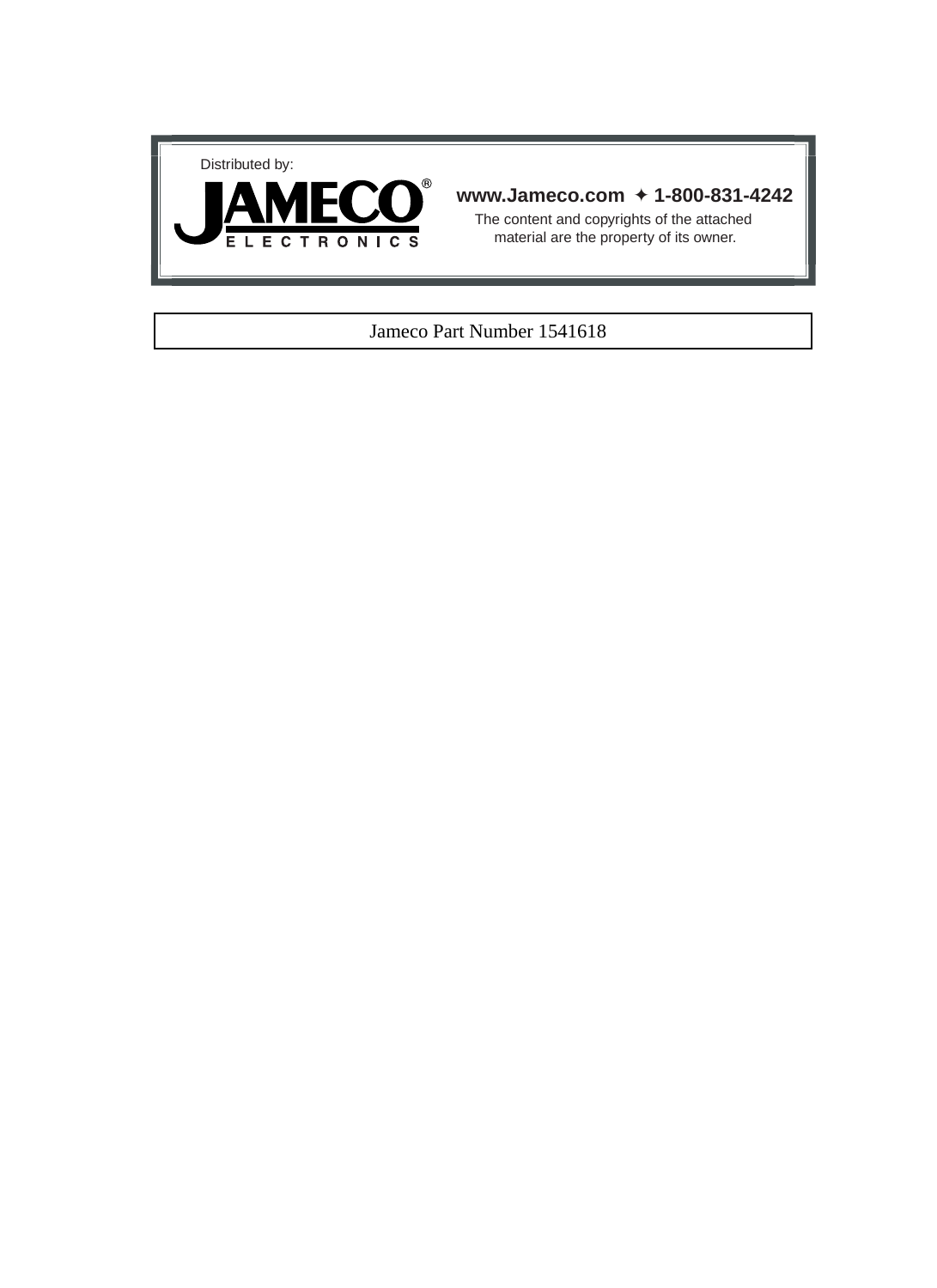Distributed by:

JAMECO® ELECTRONICS

**www.Jameco.com ✦ 1-800-831-4242**

The content and copyrights of the attached material are the property of its owner.

Jameco Part Number 1541618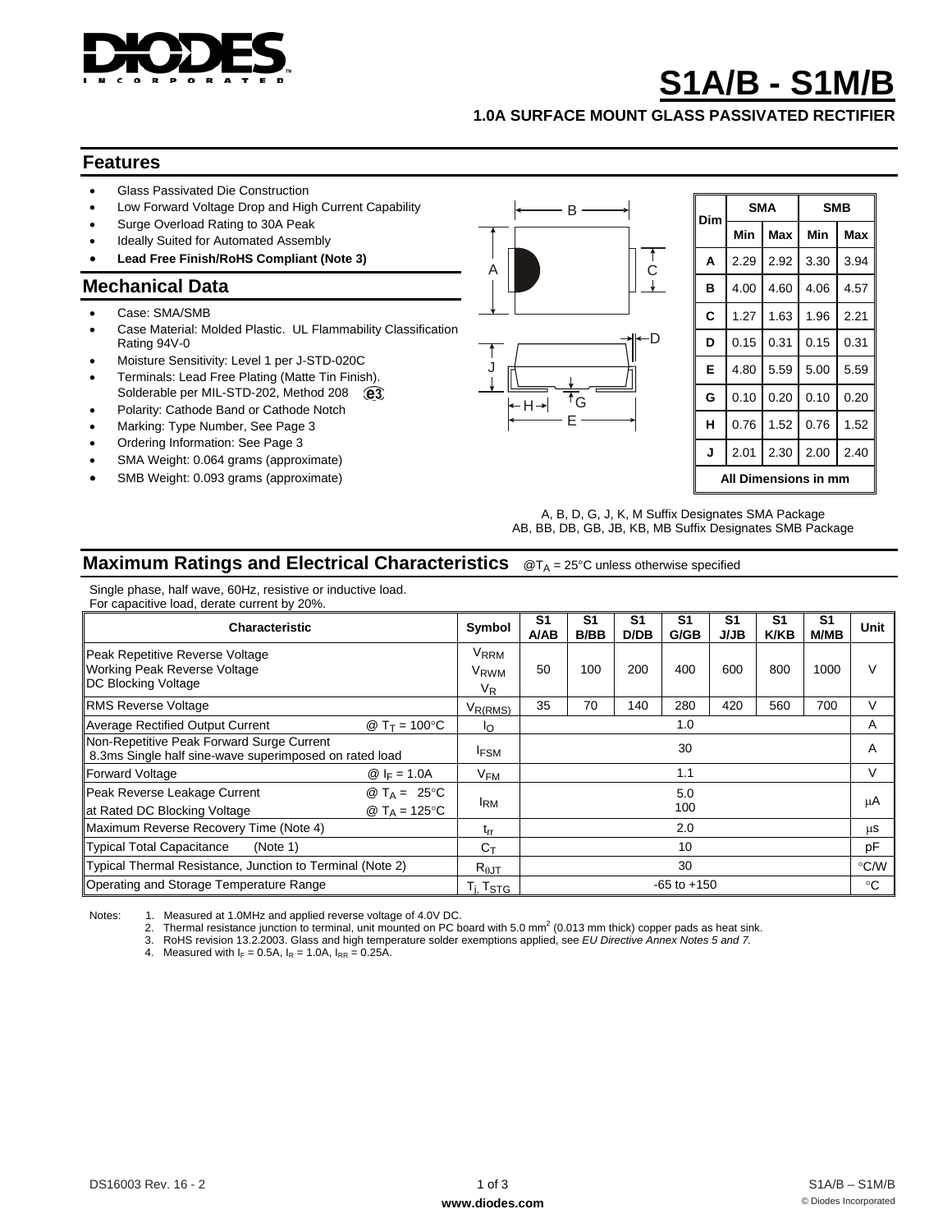# S1A/B - S1M/B

**1.0A SURFACE MOUNT GLASS PASSIVATED RECTIFIER**

## Features

- Glass Passivated Die Construction
- Low Forward Voltage Drop and High Current Capability
- Surge Overload Rating to 30A Peak
- Ideally Suited for Automated Assembly
- **Lead Free Finish/RoHS Compliant (Note 3)**

## Mechanical Data

- Case: SMA/SMB
- Case Material: Molded Plastic. UL Flammability Classification Rating 94V-0
- Moisture Sensitivity: Level 1 per J-STD-020C
- Terminals: Lead Free Plating (Matte Tin Finish). Solderable per MIL-STD-202, Method 208 (e3)
- Polarity: Cathode Band or Cathode Notch
- Marking: Type Number, See Page 3
- Ordering Information: See Page 3
- SMA Weight: 0.064 grams (approximate)
- SMB Weight: 0.093 grams (approximate)

| Dim | SMA | | SMB | |
|---|---|---|---|---|
| | Min | Max | Min | Max |
| A | 2.29 | 2.92 | 3.30 | 3.94 |
| B | 4.00 | 4.60 | 4.06 | 4.57 |
| C | 1.27 | 1.63 | 1.96 | 2.21 |
| D | 0.15 | 0.31 | 0.15 | 0.31 |
| E | 4.80 | 5.59 | 5.00 | 5.59 |
| G | 0.10 | 0.20 | 0.10 | 0.20 |
| H | 0.76 | 1.52 | 0.76 | 1.52 |
| J | 2.01 | 2.30 | 2.00 | 2.40 |
| All Dimensions in mm | | | | |

A, B, D, G, J, K, M Suffix Designates SMA Package
AB, BB, DB, GB, JB, KB, MB Suffix Designates SMB Package

## Maximum Ratings and Electrical Characteristics

@$T_A$ = 25°C unless otherwise specified

Single phase, half wave, 60Hz, resistive or inductive load.
For capacitive load, derate current by 20%.

| Characteristic | Symbol | S1 A/AB | S1 B/BB | S1 D/DB | S1 G/GB | S1 J/JB | S1 K/KB | S1 M/MB | Unit |
|---|---|---|---|---|---|---|---|---|---|
| Peak Repetitive Reverse Voltage<br>Working Peak Reverse Voltage<br>DC Blocking Voltage | $V_{RRM}$<br>$V_{RWM}$<br>$V_R$ | 50 | 100 | 200 | 400 | 600 | 800 | 1000 | V |
| RMS Reverse Voltage | $V_{R(RMS)}$ | 35 | 70 | 140 | 280 | 420 | 560 | 700 | V |
| Average Rectified Output Current @ $T_T$ = 100°C | $I_O$ | 1.0 | | | | | | | A |
| Non-Repetitive Peak Forward Surge Current 8.3ms Single half sine-wave superimposed on rated load | $I_{FSM}$ | 30 | | | | | | | A |
| Forward Voltage @ $I_F$ = 1.0A | $V_{FM}$ | 1.1 | | | | | | | V |
| Peak Reverse Leakage Current @ $T_A$ = 25°C<br>at Rated DC Blocking Voltage @ $T_A$ = 125°C | $I_{RM}$ | 5.0<br>100 | | | | | | | µA |
| Maximum Reverse Recovery Time (Note 4) | $t_{rr}$ | 2.0 | | | | | | | µs |
| Typical Total Capacitance (Note 1) | $C_T$ | 10 | | | | | | | pF |
| Typical Thermal Resistance, Junction to Terminal (Note 2) | $R_{\theta JT}$ | 30 | | | | | | | °C/W |
| Operating and Storage Temperature Range | $T_j, T_{STG}$ | -65 to +150 | | | | | | | °C |

Notes:
1. Measured at 1.0MHz and applied reverse voltage of 4.0V DC.
2. Thermal resistance junction to terminal, unit mounted on PC board with 5.0 $mm^2$ (0.013 mm thick) copper pads as heat sink.
3. RoHS revision 13.2.2003. Glass and high temperature solder exemptions applied, see *EU Directive Annex Notes 5 and 7.*
4. Measured with $I_F$ = 0.5A, $I_R$ = 1.0A, $I_{RR}$ = 0.25A.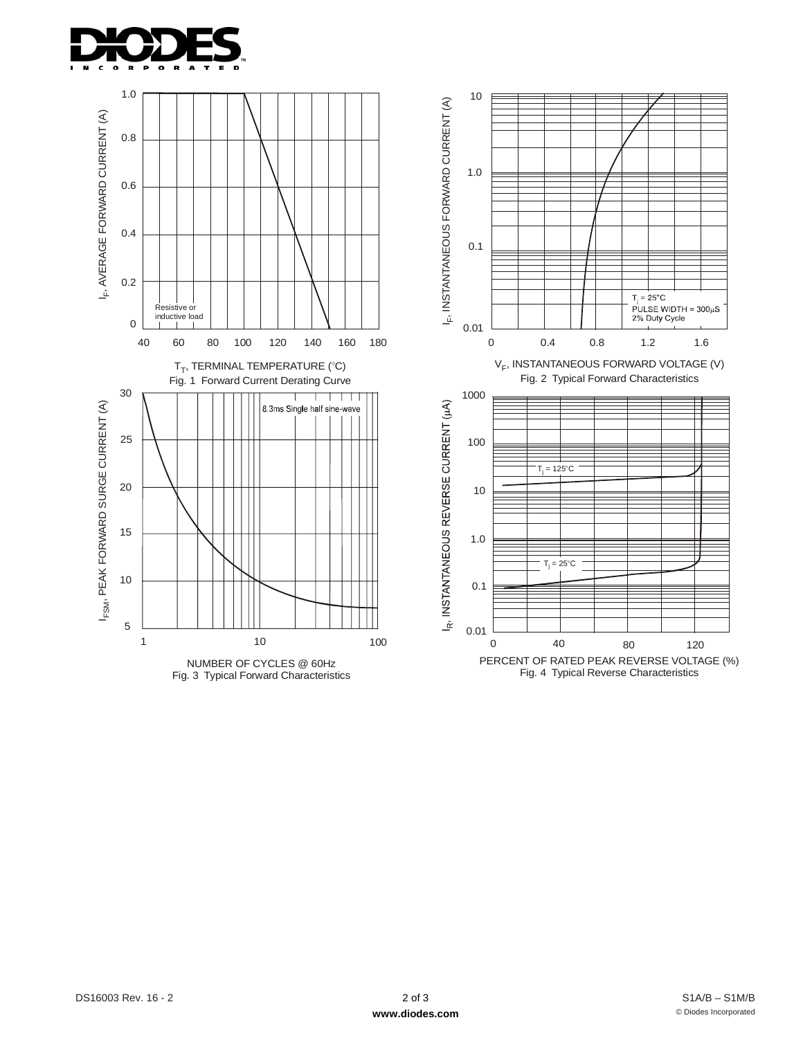![DIODES INCORPORATED]

$I_F$, AVERAGE FORWARD CURRENT (A)

Resistive or inductive load

$T_T$, TERMINAL TEMPERATURE (°C)

Fig. 1 Forward Current Derating Curve

$I_F$, INSTANTANEOUS FORWARD CURRENT (A)

$T_j$ = 25°C
PULSE WIDTH = 300µS
2% Duty Cycle

$V_F$, INSTANTANEOUS FORWARD VOLTAGE (V)

Fig. 2 Typical Forward Characteristics

$I_{FSM}$, PEAK FORWARD SURGE CURRENT (A)

8.3ms Single half sine-wave

NUMBER OF CYCLES @ 60Hz

Fig. 3 Typical Forward Characteristics

$I_R$, INSTANTANEOUS REVERSE CURRENT (µA)

$T_j$ = 125°C

$T_j$ = 25°C

PERCENT OF RATED PEAK REVERSE VOLTAGE (%)

Fig. 4 Typical Reverse Characteristics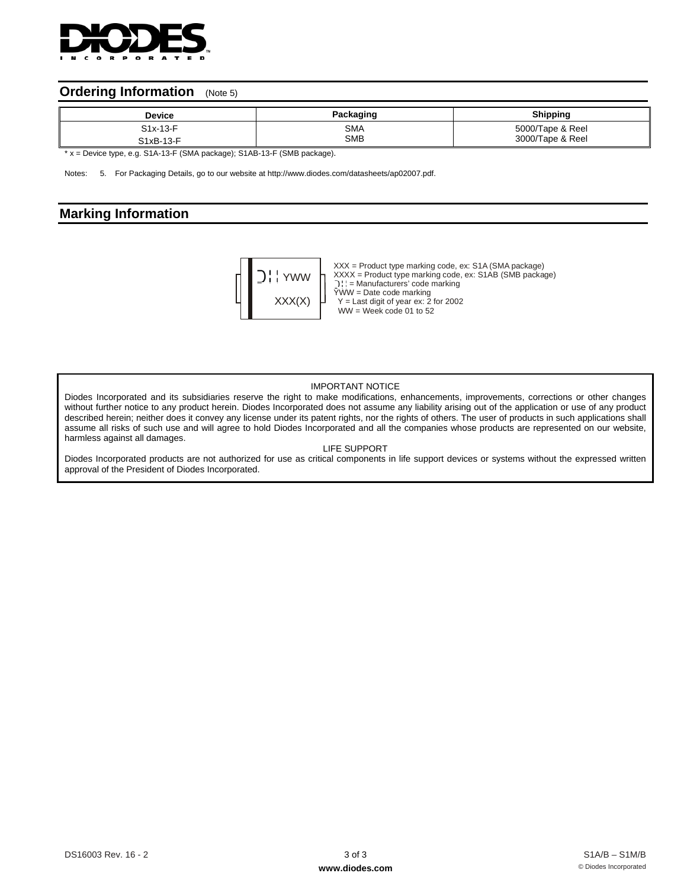## Ordering Information (Note 5)

| Device | Packaging | Shipping |
|---|---|---|
| S1x-13-F | SMA | 5000/Tape & Reel |
| S1xB-13-F | SMB | 3000/Tape & Reel |

* x = Device type, e.g. S1A-13-F (SMA package); S1AB-13-F (SMB package).

Notes: 5. For Packaging Details, go to our website at http://www.diodes.com/datasheets/ap02007.pdf.

## Marking Information

YWW
XXX(X)

XXX = Product type marking code, ex: S1A (SMA package)
XXXX = Product type marking code, ex: S1AB (SMB package)
= Manufacturers' code marking
YWW = Date code marking
Y = Last digit of year ex: 2 for 2002
WW = Week code 01 to 52

IMPORTANT NOTICE

Diodes Incorporated and its subsidiaries reserve the right to make modifications, enhancements, improvements, corrections or other changes without further notice to any product herein. Diodes Incorporated does not assume any liability arising out of the application or use of any product described herein; neither does it convey any license under its patent rights, nor the rights of others. The user of products in such applications shall assume all risks of such use and will agree to hold Diodes Incorporated and all the companies whose products are represented on our website, harmless against all damages.

LIFE SUPPORT

Diodes Incorporated products are not authorized for use as critical components in life support devices or systems without the expressed written approval of the President of Diodes Incorporated.